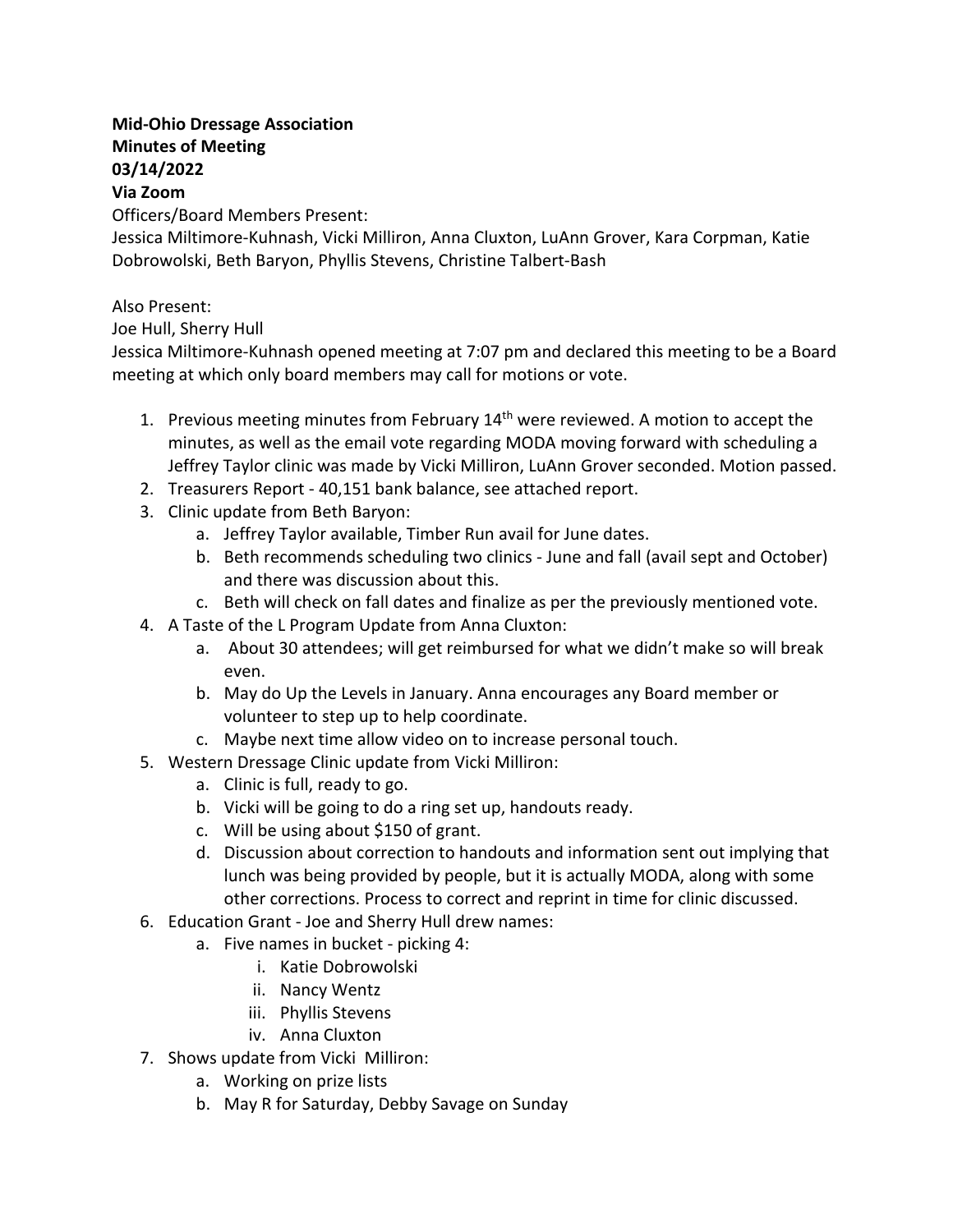**Mid-Ohio Dressage Association**
**Minutes of Meeting**
**03/14/2022**
**Via Zoom**

Officers/Board Members Present:
Jessica Miltimore-Kuhnash, Vicki Milliron, Anna Cluxton, LuAnn Grover, Kara Corpman, Katie Dobrowolski, Beth Baryon, Phyllis Stevens, Christine Talbert-Bash

Also Present:
Joe Hull, Sherry Hull

Jessica Miltimore-Kuhnash opened meeting at 7:07 pm and declared this meeting to be a Board meeting at which only board members may call for motions or vote.

1. Previous meeting minutes from February 14th were reviewed. A motion to accept the minutes, as well as the email vote regarding MODA moving forward with scheduling a Jeffrey Taylor clinic was made by Vicki Milliron, LuAnn Grover seconded. Motion passed.
2. Treasurers Report - 40,151 bank balance, see attached report.
3. Clinic update from Beth Baryon:
   a. Jeffrey Taylor available, Timber Run avail for June dates.
   b. Beth recommends scheduling two clinics - June and fall (avail sept and October) and there was discussion about this.
   c. Beth will check on fall dates and finalize as per the previously mentioned vote.
4. A Taste of the L Program Update from Anna Cluxton:
   a. About 30 attendees; will get reimbursed for what we didn't make so will break even.
   b. May do Up the Levels in January. Anna encourages any Board member or volunteer to step up to help coordinate.
   c. Maybe next time allow video on to increase personal touch.
5. Western Dressage Clinic update from Vicki Milliron:
   a. Clinic is full, ready to go.
   b. Vicki will be going to do a ring set up, handouts ready.
   c. Will be using about $150 of grant.
   d. Discussion about correction to handouts and information sent out implying that lunch was being provided by people, but it is actually MODA, along with some other corrections. Process to correct and reprint in time for clinic discussed.
6. Education Grant - Joe and Sherry Hull drew names:
   a. Five names in bucket - picking 4:
      i. Katie Dobrowolski
      ii. Nancy Wentz
      iii. Phyllis Stevens
      iv. Anna Cluxton
7. Shows update from Vicki Milliron:
   a. Working on prize lists
   b. May R for Saturday, Debby Savage on Sunday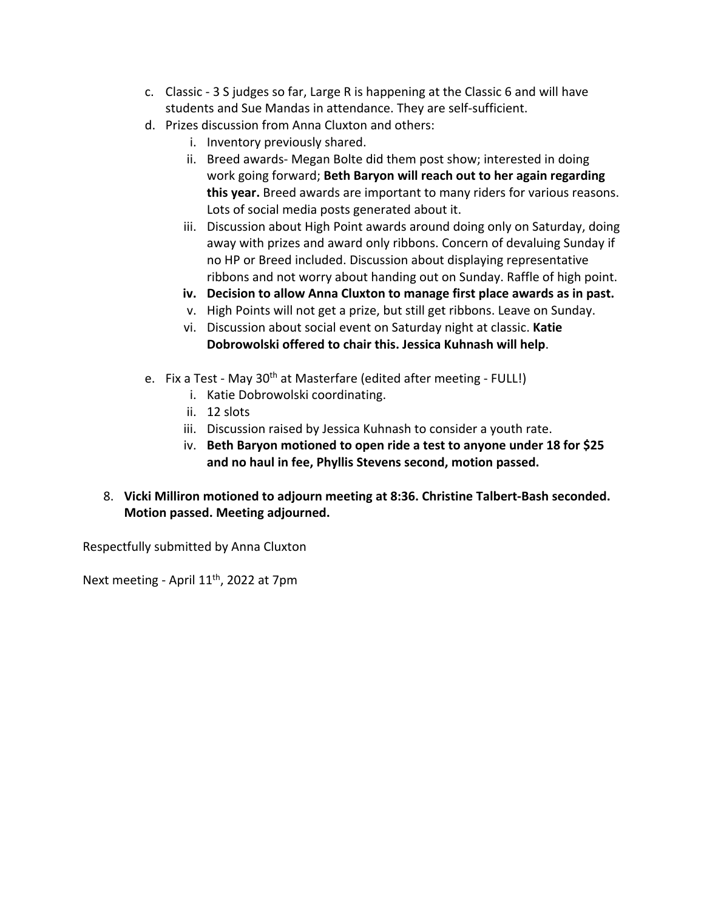c. Classic - 3 S judges so far, Large R is happening at the Classic 6 and will have students and Sue Mandas in attendance. They are self-sufficient.

d. Prizes discussion from Anna Cluxton and others:

   i. Inventory previously shared.

   ii. Breed awards- Megan Bolte did them post show; interested in doing work going forward; **Beth Baryon will reach out to her again regarding this year.** Breed awards are important to many riders for various reasons. Lots of social media posts generated about it.

   iii. Discussion about High Point awards around doing only on Saturday, doing away with prizes and award only ribbons. Concern of devaluing Sunday if no HP or Breed included. Discussion about displaying representative ribbons and not worry about handing out on Sunday. Raffle of high point.

   iv. **Decision to allow Anna Cluxton to manage first place awards as in past.**

   v. High Points will not get a prize, but still get ribbons. Leave on Sunday.

   vi. Discussion about social event on Saturday night at classic. **Katie Dobrowolski offered to chair this. Jessica Kuhnash will help**.

e. Fix a Test - May 30th at Masterfare (edited after meeting - FULL!)

   i. Katie Dobrowolski coordinating.

   ii. 12 slots

   iii. Discussion raised by Jessica Kuhnash to consider a youth rate.

   iv. **Beth Baryon motioned to open ride a test to anyone under 18 for $25 and no haul in fee, Phyllis Stevens second, motion passed.**

8. **Vicki Milliron motioned to adjourn meeting at 8:36. Christine Talbert-Bash seconded. Motion passed. Meeting adjourned.**

Respectfully submitted by Anna Cluxton

Next meeting - April 11th, 2022 at 7pm